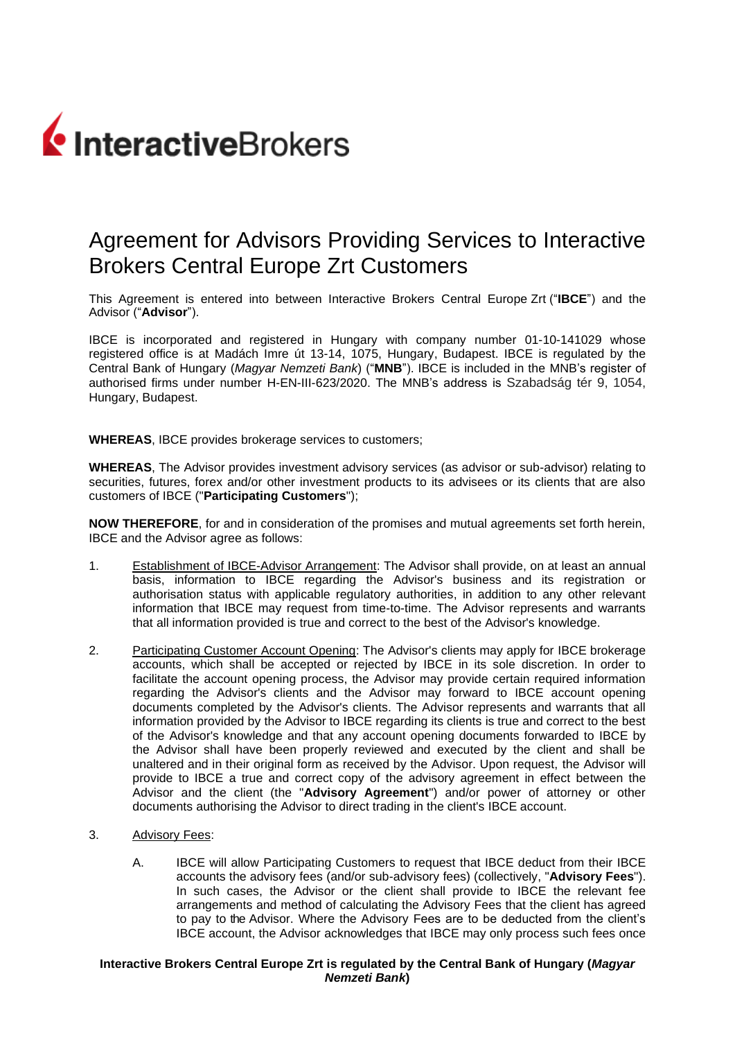# Agreement for Advisors Providing Services to Interactive Brokers Central Europe Zrt Customers

This Agreement is entered into between Interactive Brokers Central Europe Zrt ("**IBCE**") and the Advisor ("**Advisor**").

IBCE is incorporated and registered in Hungary with company number 01-10-141029 whose registered office is at Madách Imre út 13-14, 1075, Hungary, Budapest. IBCE is regulated by the Central Bank of Hungary (*Magyar Nemzeti Bank*) ("**MNB**"). IBCE is included in the MNB's register of authorised firms under number H-EN-III-623/2020. The MNB's address is Szabadság tér 9, 1054, Hungary, Budapest.

**WHEREAS**, IBCE provides brokerage services to customers;

**WHEREAS**, The Advisor provides investment advisory services (as advisor or sub-advisor) relating to securities, futures, forex and/or other investment products to its advisees or its clients that are also customers of IBCE ("**Participating Customers**");

**NOW THEREFORE**, for and in consideration of the promises and mutual agreements set forth herein, IBCE and the Advisor agree as follows:

1. Establishment of IBCE-Advisor Arrangement: The Advisor shall provide, on at least an annual basis, information to IBCE regarding the Advisor's business and its registration or authorisation status with applicable regulatory authorities, in addition to any other relevant information that IBCE may request from time-to-time. The Advisor represents and warrants that all information provided is true and correct to the best of the Advisor's knowledge.

2. Participating Customer Account Opening: The Advisor's clients may apply for IBCE brokerage accounts, which shall be accepted or rejected by IBCE in its sole discretion. In order to facilitate the account opening process, the Advisor may provide certain required information regarding the Advisor's clients and the Advisor may forward to IBCE account opening documents completed by the Advisor's clients. The Advisor represents and warrants that all information provided by the Advisor to IBCE regarding its clients is true and correct to the best of the Advisor's knowledge and that any account opening documents forwarded to IBCE by the Advisor shall have been properly reviewed and executed by the client and shall be unaltered and in their original form as received by the Advisor. Upon request, the Advisor will provide to IBCE a true and correct copy of the advisory agreement in effect between the Advisor and the client (the "**Advisory Agreement**") and/or power of attorney or other documents authorising the Advisor to direct trading in the client's IBCE account.

3. Advisory Fees:

   A. IBCE will allow Participating Customers to request that IBCE deduct from their IBCE accounts the advisory fees (and/or sub-advisory fees) (collectively, "**Advisory Fees**"). In such cases, the Advisor or the client shall provide to IBCE the relevant fee arrangements and method of calculating the Advisory Fees that the client has agreed to pay to the Advisor. Where the Advisory Fees are to be deducted from the client's IBCE account, the Advisor acknowledges that IBCE may only process such fees once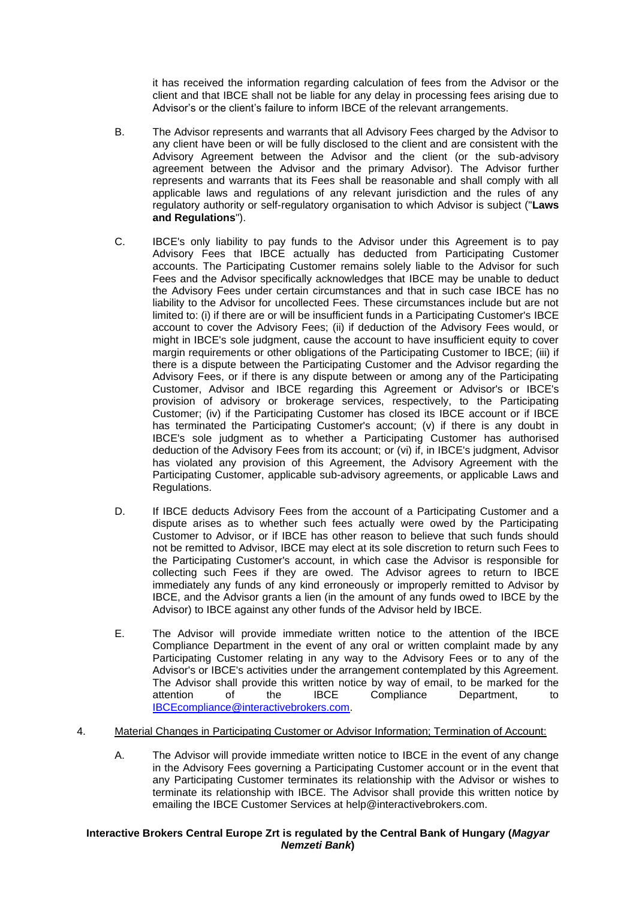it has received the information regarding calculation of fees from the Advisor or the client and that IBCE shall not be liable for any delay in processing fees arising due to Advisor's or the client's failure to inform IBCE of the relevant arrangements.

B. The Advisor represents and warrants that all Advisory Fees charged by the Advisor to any client have been or will be fully disclosed to the client and are consistent with the Advisory Agreement between the Advisor and the client (or the sub-advisory agreement between the Advisor and the primary Advisor). The Advisor further represents and warrants that its Fees shall be reasonable and shall comply with all applicable laws and regulations of any relevant jurisdiction and the rules of any regulatory authority or self-regulatory organisation to which Advisor is subject ("**Laws and Regulations**").

C. IBCE's only liability to pay funds to the Advisor under this Agreement is to pay Advisory Fees that IBCE actually has deducted from Participating Customer accounts. The Participating Customer remains solely liable to the Advisor for such Fees and the Advisor specifically acknowledges that IBCE may be unable to deduct the Advisory Fees under certain circumstances and that in such case IBCE has no liability to the Advisor for uncollected Fees. These circumstances include but are not limited to: (i) if there are or will be insufficient funds in a Participating Customer's IBCE account to cover the Advisory Fees; (ii) if deduction of the Advisory Fees would, or might in IBCE's sole judgment, cause the account to have insufficient equity to cover margin requirements or other obligations of the Participating Customer to IBCE; (iii) if there is a dispute between the Participating Customer and the Advisor regarding the Advisory Fees, or if there is any dispute between or among any of the Participating Customer, Advisor and IBCE regarding this Agreement or Advisor's or IBCE's provision of advisory or brokerage services, respectively, to the Participating Customer; (iv) if the Participating Customer has closed its IBCE account or if IBCE has terminated the Participating Customer's account; (v) if there is any doubt in IBCE's sole judgment as to whether a Participating Customer has authorised deduction of the Advisory Fees from its account; or (vi) if, in IBCE's judgment, Advisor has violated any provision of this Agreement, the Advisory Agreement with the Participating Customer, applicable sub-advisory agreements, or applicable Laws and Regulations.

D. If IBCE deducts Advisory Fees from the account of a Participating Customer and a dispute arises as to whether such fees actually were owed by the Participating Customer to Advisor, or if IBCE has other reason to believe that such funds should not be remitted to Advisor, IBCE may elect at its sole discretion to return such Fees to the Participating Customer's account, in which case the Advisor is responsible for collecting such Fees if they are owed. The Advisor agrees to return to IBCE immediately any funds of any kind erroneously or improperly remitted to Advisor by IBCE, and the Advisor grants a lien (in the amount of any funds owed to IBCE by the Advisor) to IBCE against any other funds of the Advisor held by IBCE.

E. The Advisor will provide immediate written notice to the attention of the IBCE Compliance Department in the event of any oral or written complaint made by any Participating Customer relating in any way to the Advisory Fees or to any of the Advisor's or IBCE's activities under the arrangement contemplated by this Agreement. The Advisor shall provide this written notice by way of email, to be marked for the attention of the IBCE Compliance Department, to IBCEcompliance@interactivebrokers.com.

4. <u>Material Changes in Participating Customer or Advisor Information; Termination of Account:</u>

A. The Advisor will provide immediate written notice to IBCE in the event of any change in the Advisory Fees governing a Participating Customer account or in the event that any Participating Customer terminates its relationship with the Advisor or wishes to terminate its relationship with IBCE. The Advisor shall provide this written notice by emailing the IBCE Customer Services at help@interactivebrokers.com.

**Interactive Brokers Central Europe Zrt is regulated by the Central Bank of Hungary (*Magyar Nemzeti Bank*)**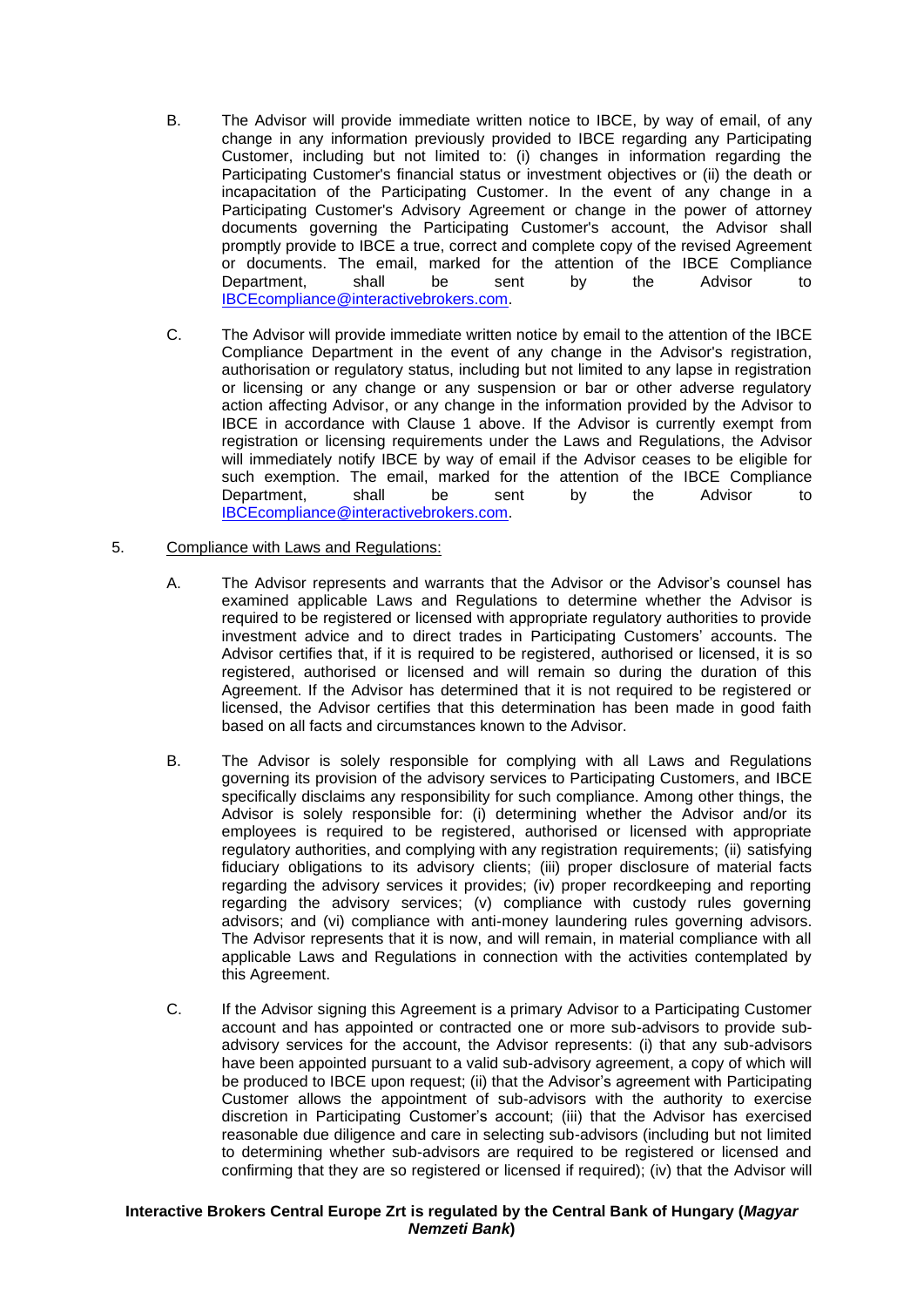B. The Advisor will provide immediate written notice to IBCE, by way of email, of any change in any information previously provided to IBCE regarding any Participating Customer, including but not limited to: (i) changes in information regarding the Participating Customer's financial status or investment objectives or (ii) the death or incapacitation of the Participating Customer. In the event of any change in a Participating Customer's Advisory Agreement or change in the power of attorney documents governing the Participating Customer's account, the Advisor shall promptly provide to IBCE a true, correct and complete copy of the revised Agreement or documents. The email, marked for the attention of the IBCE Compliance Department, shall be sent by the Advisor to [IBCEcompliance@interactivebrokers.com](mailto:IBCEcompliance@interactivebrokers.com).

C. The Advisor will provide immediate written notice by email to the attention of the IBCE Compliance Department in the event of any change in the Advisor's registration, authorisation or regulatory status, including but not limited to any lapse in registration or licensing or any change or any suspension or bar or other adverse regulatory action affecting Advisor, or any change in the information provided by the Advisor to IBCE in accordance with Clause 1 above. If the Advisor is currently exempt from registration or licensing requirements under the Laws and Regulations, the Advisor will immediately notify IBCE by way of email if the Advisor ceases to be eligible for such exemption. The email, marked for the attention of the IBCE Compliance Department, shall be sent by the Advisor to [IBCEcompliance@interactivebrokers.com](mailto:IBCEcompliance@interactivebrokers.com).

5. Compliance with Laws and Regulations:

A. The Advisor represents and warrants that the Advisor or the Advisor's counsel has examined applicable Laws and Regulations to determine whether the Advisor is required to be registered or licensed with appropriate regulatory authorities to provide investment advice and to direct trades in Participating Customers' accounts. The Advisor certifies that, if it is required to be registered, authorised or licensed, it is so registered, authorised or licensed and will remain so during the duration of this Agreement. If the Advisor has determined that it is not required to be registered or licensed, the Advisor certifies that this determination has been made in good faith based on all facts and circumstances known to the Advisor.

B. The Advisor is solely responsible for complying with all Laws and Regulations governing its provision of the advisory services to Participating Customers, and IBCE specifically disclaims any responsibility for such compliance. Among other things, the Advisor is solely responsible for: (i) determining whether the Advisor and/or its employees is required to be registered, authorised or licensed with appropriate regulatory authorities, and complying with any registration requirements; (ii) satisfying fiduciary obligations to its advisory clients; (iii) proper disclosure of material facts regarding the advisory services it provides; (iv) proper recordkeeping and reporting regarding the advisory services; (v) compliance with custody rules governing advisors; and (vi) compliance with anti-money laundering rules governing advisors. The Advisor represents that it is now, and will remain, in material compliance with all applicable Laws and Regulations in connection with the activities contemplated by this Agreement.

C. If the Advisor signing this Agreement is a primary Advisor to a Participating Customer account and has appointed or contracted one or more sub-advisors to provide sub-advisory services for the account, the Advisor represents: (i) that any sub-advisors have been appointed pursuant to a valid sub-advisory agreement, a copy of which will be produced to IBCE upon request; (ii) that the Advisor's agreement with Participating Customer allows the appointment of sub-advisors with the authority to exercise discretion in Participating Customer's account; (iii) that the Advisor has exercised reasonable due diligence and care in selecting sub-advisors (including but not limited to determining whether sub-advisors are required to be registered or licensed and confirming that they are so registered or licensed if required); (iv) that the Advisor will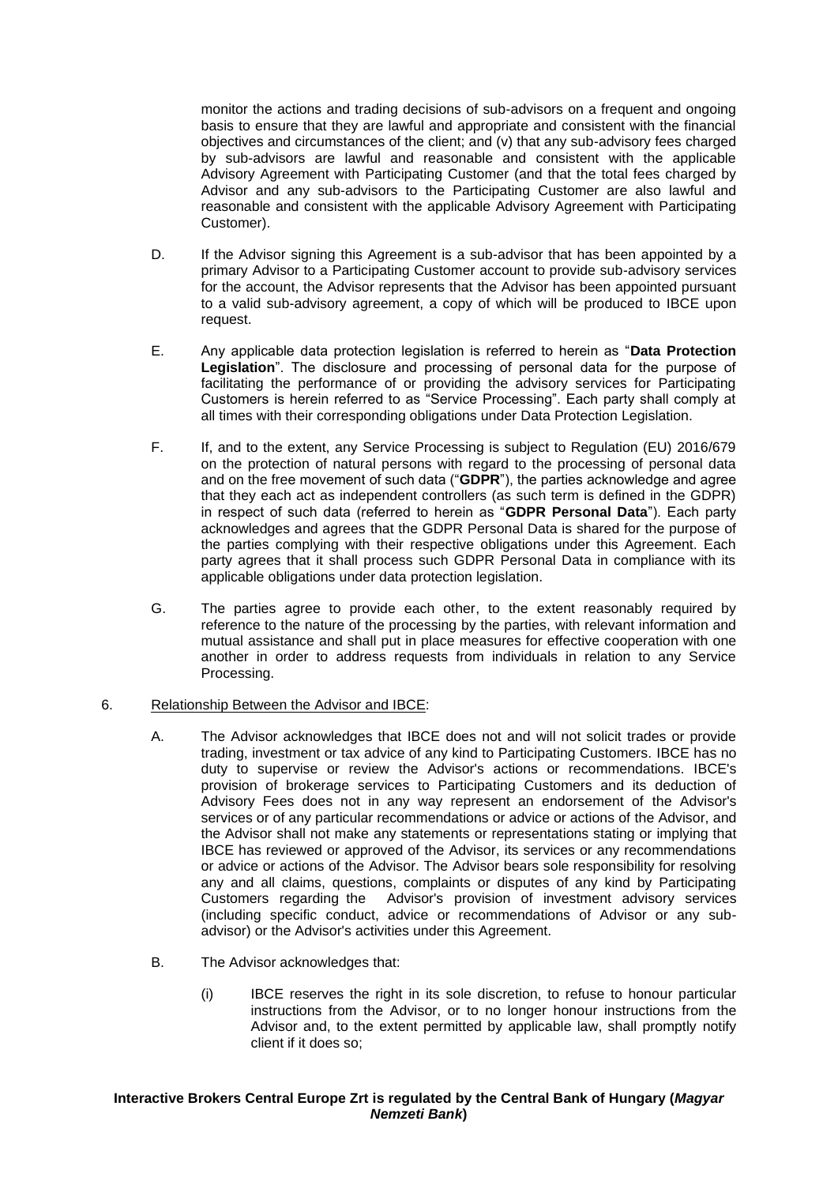monitor the actions and trading decisions of sub-advisors on a frequent and ongoing basis to ensure that they are lawful and appropriate and consistent with the financial objectives and circumstances of the client; and (v) that any sub-advisory fees charged by sub-advisors are lawful and reasonable and consistent with the applicable Advisory Agreement with Participating Customer (and that the total fees charged by Advisor and any sub-advisors to the Participating Customer are also lawful and reasonable and consistent with the applicable Advisory Agreement with Participating Customer).

D. If the Advisor signing this Agreement is a sub-advisor that has been appointed by a primary Advisor to a Participating Customer account to provide sub-advisory services for the account, the Advisor represents that the Advisor has been appointed pursuant to a valid sub-advisory agreement, a copy of which will be produced to IBCE upon request.

E. Any applicable data protection legislation is referred to herein as "**Data Protection Legislation**". The disclosure and processing of personal data for the purpose of facilitating the performance of or providing the advisory services for Participating Customers is herein referred to as "Service Processing". Each party shall comply at all times with their corresponding obligations under Data Protection Legislation.

F. If, and to the extent, any Service Processing is subject to Regulation (EU) 2016/679 on the protection of natural persons with regard to the processing of personal data and on the free movement of such data ("**GDPR**"), the parties acknowledge and agree that they each act as independent controllers (as such term is defined in the GDPR) in respect of such data (referred to herein as "**GDPR Personal Data**"). Each party acknowledges and agrees that the GDPR Personal Data is shared for the purpose of the parties complying with their respective obligations under this Agreement. Each party agrees that it shall process such GDPR Personal Data in compliance with its applicable obligations under data protection legislation.

G. The parties agree to provide each other, to the extent reasonably required by reference to the nature of the processing by the parties, with relevant information and mutual assistance and shall put in place measures for effective cooperation with one another in order to address requests from individuals in relation to any Service Processing.

6. Relationship Between the Advisor and IBCE:

A. The Advisor acknowledges that IBCE does not and will not solicit trades or provide trading, investment or tax advice of any kind to Participating Customers. IBCE has no duty to supervise or review the Advisor's actions or recommendations. IBCE's provision of brokerage services to Participating Customers and its deduction of Advisory Fees does not in any way represent an endorsement of the Advisor's services or of any particular recommendations or advice or actions of the Advisor, and the Advisor shall not make any statements or representations stating or implying that IBCE has reviewed or approved of the Advisor, its services or any recommendations or advice or actions of the Advisor. The Advisor bears sole responsibility for resolving any and all claims, questions, complaints or disputes of any kind by Participating Customers regarding the Advisor's provision of investment advisory services (including specific conduct, advice or recommendations of Advisor or any sub-advisor) or the Advisor's activities under this Agreement.

B. The Advisor acknowledges that:

(i) IBCE reserves the right in its sole discretion, to refuse to honour particular instructions from the Advisor, or to no longer honour instructions from the Advisor and, to the extent permitted by applicable law, shall promptly notify client if it does so;

**Interactive Brokers Central Europe Zrt is regulated by the Central Bank of Hungary (*Magyar Nemzeti Bank*)**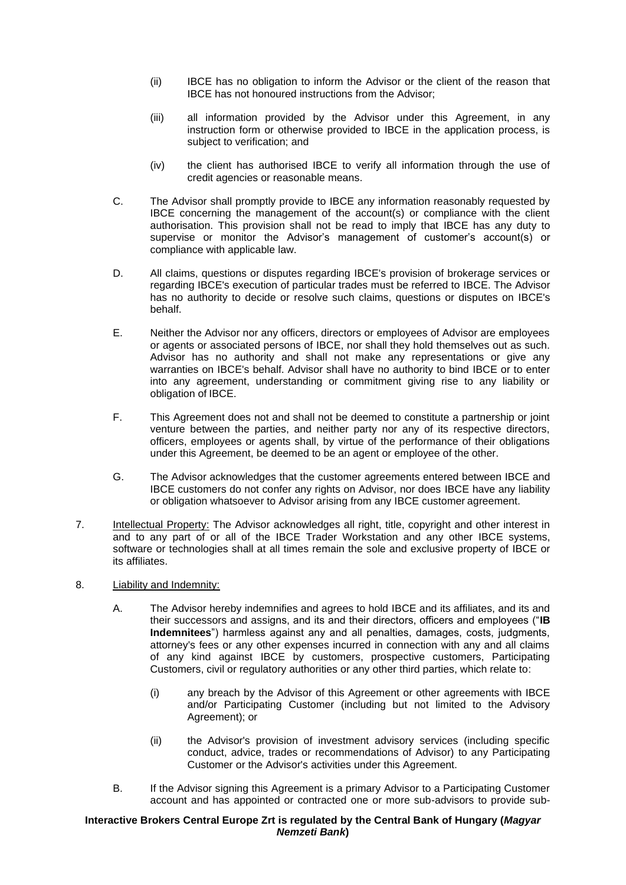(ii) IBCE has no obligation to inform the Advisor or the client of the reason that IBCE has not honoured instructions from the Advisor;

(iii) all information provided by the Advisor under this Agreement, in any instruction form or otherwise provided to IBCE in the application process, is subject to verification; and

(iv) the client has authorised IBCE to verify all information through the use of credit agencies or reasonable means.

C. The Advisor shall promptly provide to IBCE any information reasonably requested by IBCE concerning the management of the account(s) or compliance with the client authorisation. This provision shall not be read to imply that IBCE has any duty to supervise or monitor the Advisor's management of customer's account(s) or compliance with applicable law.

D. All claims, questions or disputes regarding IBCE's provision of brokerage services or regarding IBCE's execution of particular trades must be referred to IBCE. The Advisor has no authority to decide or resolve such claims, questions or disputes on IBCE's behalf.

E. Neither the Advisor nor any officers, directors or employees of Advisor are employees or agents or associated persons of IBCE, nor shall they hold themselves out as such. Advisor has no authority and shall not make any representations or give any warranties on IBCE's behalf. Advisor shall have no authority to bind IBCE or to enter into any agreement, understanding or commitment giving rise to any liability or obligation of IBCE.

F. This Agreement does not and shall not be deemed to constitute a partnership or joint venture between the parties, and neither party nor any of its respective directors, officers, employees or agents shall, by virtue of the performance of their obligations under this Agreement, be deemed to be an agent or employee of the other.

G. The Advisor acknowledges that the customer agreements entered between IBCE and IBCE customers do not confer any rights on Advisor, nor does IBCE have any liability or obligation whatsoever to Advisor arising from any IBCE customer agreement.

7. Intellectual Property: The Advisor acknowledges all right, title, copyright and other interest in and to any part of or all of the IBCE Trader Workstation and any other IBCE systems, software or technologies shall at all times remain the sole and exclusive property of IBCE or its affiliates.

8. Liability and Indemnity:

A. The Advisor hereby indemnifies and agrees to hold IBCE and its affiliates, and its and their successors and assigns, and its and their directors, officers and employees ("**IB Indemnitees**") harmless against any and all penalties, damages, costs, judgments, attorney's fees or any other expenses incurred in connection with any and all claims of any kind against IBCE by customers, prospective customers, Participating Customers, civil or regulatory authorities or any other third parties, which relate to:

(i) any breach by the Advisor of this Agreement or other agreements with IBCE and/or Participating Customer (including but not limited to the Advisory Agreement); or

(ii) the Advisor's provision of investment advisory services (including specific conduct, advice, trades or recommendations of Advisor) to any Participating Customer or the Advisor's activities under this Agreement.

B. If the Advisor signing this Agreement is a primary Advisor to a Participating Customer account and has appointed or contracted one or more sub-advisors to provide sub-

**Interactive Brokers Central Europe Zrt is regulated by the Central Bank of Hungary (*Magyar Nemzeti Bank*)**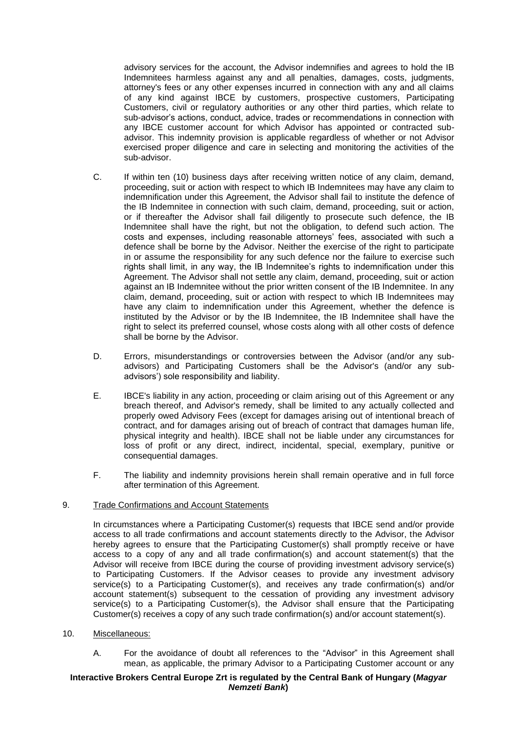advisory services for the account, the Advisor indemnifies and agrees to hold the IB Indemnitees harmless against any and all penalties, damages, costs, judgments, attorney's fees or any other expenses incurred in connection with any and all claims of any kind against IBCE by customers, prospective customers, Participating Customers, civil or regulatory authorities or any other third parties, which relate to sub-advisor's actions, conduct, advice, trades or recommendations in connection with any IBCE customer account for which Advisor has appointed or contracted sub-advisor. This indemnity provision is applicable regardless of whether or not Advisor exercised proper diligence and care in selecting and monitoring the activities of the sub-advisor.

C. If within ten (10) business days after receiving written notice of any claim, demand, proceeding, suit or action with respect to which IB Indemnitees may have any claim to indemnification under this Agreement, the Advisor shall fail to institute the defence of the IB Indemnitee in connection with such claim, demand, proceeding, suit or action, or if thereafter the Advisor shall fail diligently to prosecute such defence, the IB Indemnitee shall have the right, but not the obligation, to defend such action. The costs and expenses, including reasonable attorneys' fees, associated with such a defence shall be borne by the Advisor. Neither the exercise of the right to participate in or assume the responsibility for any such defence nor the failure to exercise such rights shall limit, in any way, the IB Indemnitee's rights to indemnification under this Agreement. The Advisor shall not settle any claim, demand, proceeding, suit or action against an IB Indemnitee without the prior written consent of the IB Indemnitee. In any claim, demand, proceeding, suit or action with respect to which IB Indemnitees may have any claim to indemnification under this Agreement, whether the defence is instituted by the Advisor or by the IB Indemnitee, the IB Indemnitee shall have the right to select its preferred counsel, whose costs along with all other costs of defence shall be borne by the Advisor.

D. Errors, misunderstandings or controversies between the Advisor (and/or any sub-advisors) and Participating Customers shall be the Advisor's (and/or any sub-advisors') sole responsibility and liability.

E. IBCE's liability in any action, proceeding or claim arising out of this Agreement or any breach thereof, and Advisor's remedy, shall be limited to any actually collected and properly owed Advisory Fees (except for damages arising out of intentional breach of contract, and for damages arising out of breach of contract that damages human life, physical integrity and health). IBCE shall not be liable under any circumstances for loss of profit or any direct, indirect, incidental, special, exemplary, punitive or consequential damages.

F. The liability and indemnity provisions herein shall remain operative and in full force after termination of this Agreement.

9. Trade Confirmations and Account Statements

In circumstances where a Participating Customer(s) requests that IBCE send and/or provide access to all trade confirmations and account statements directly to the Advisor, the Advisor hereby agrees to ensure that the Participating Customer(s) shall promptly receive or have access to a copy of any and all trade confirmation(s) and account statement(s) that the Advisor will receive from IBCE during the course of providing investment advisory service(s) to Participating Customers. If the Advisor ceases to provide any investment advisory service(s) to a Participating Customer(s), and receives any trade confirmation(s) and/or account statement(s) subsequent to the cessation of providing any investment advisory service(s) to a Participating Customer(s), the Advisor shall ensure that the Participating Customer(s) receives a copy of any such trade confirmation(s) and/or account statement(s).

10. Miscellaneous:

A. For the avoidance of doubt all references to the "Advisor" in this Agreement shall mean, as applicable, the primary Advisor to a Participating Customer account or any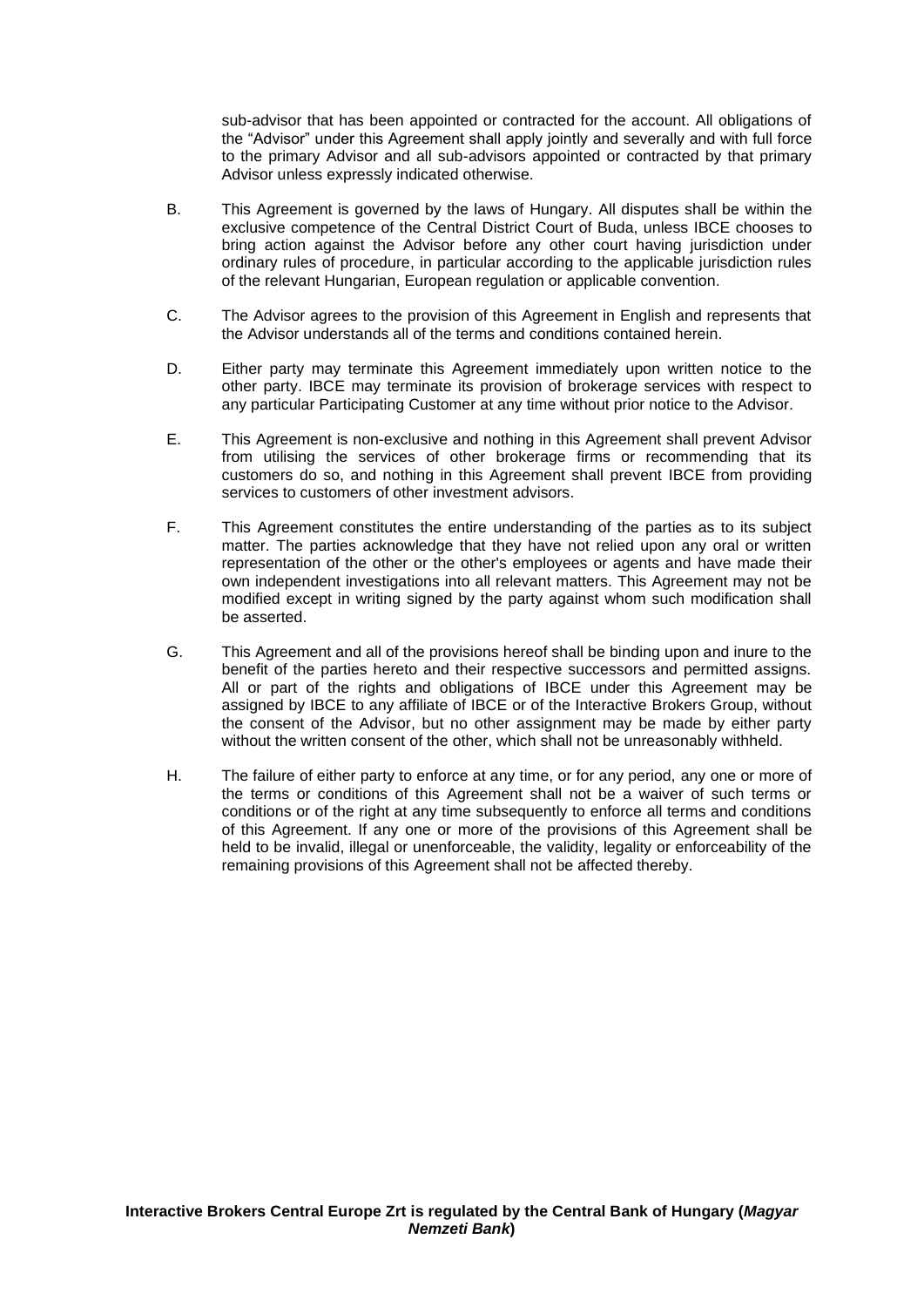sub-advisor that has been appointed or contracted for the account. All obligations of the "Advisor" under this Agreement shall apply jointly and severally and with full force to the primary Advisor and all sub-advisors appointed or contracted by that primary Advisor unless expressly indicated otherwise.

B. This Agreement is governed by the laws of Hungary. All disputes shall be within the exclusive competence of the Central District Court of Buda, unless IBCE chooses to bring action against the Advisor before any other court having jurisdiction under ordinary rules of procedure, in particular according to the applicable jurisdiction rules of the relevant Hungarian, European regulation or applicable convention.

C. The Advisor agrees to the provision of this Agreement in English and represents that the Advisor understands all of the terms and conditions contained herein.

D. Either party may terminate this Agreement immediately upon written notice to the other party. IBCE may terminate its provision of brokerage services with respect to any particular Participating Customer at any time without prior notice to the Advisor.

E. This Agreement is non-exclusive and nothing in this Agreement shall prevent Advisor from utilising the services of other brokerage firms or recommending that its customers do so, and nothing in this Agreement shall prevent IBCE from providing services to customers of other investment advisors.

F. This Agreement constitutes the entire understanding of the parties as to its subject matter. The parties acknowledge that they have not relied upon any oral or written representation of the other or the other's employees or agents and have made their own independent investigations into all relevant matters. This Agreement may not be modified except in writing signed by the party against whom such modification shall be asserted.

G. This Agreement and all of the provisions hereof shall be binding upon and inure to the benefit of the parties hereto and their respective successors and permitted assigns. All or part of the rights and obligations of IBCE under this Agreement may be assigned by IBCE to any affiliate of IBCE or of the Interactive Brokers Group, without the consent of the Advisor, but no other assignment may be made by either party without the written consent of the other, which shall not be unreasonably withheld.

H. The failure of either party to enforce at any time, or for any period, any one or more of the terms or conditions of this Agreement shall not be a waiver of such terms or conditions or of the right at any time subsequently to enforce all terms and conditions of this Agreement. If any one or more of the provisions of this Agreement shall be held to be invalid, illegal or unenforceable, the validity, legality or enforceability of the remaining provisions of this Agreement shall not be affected thereby.